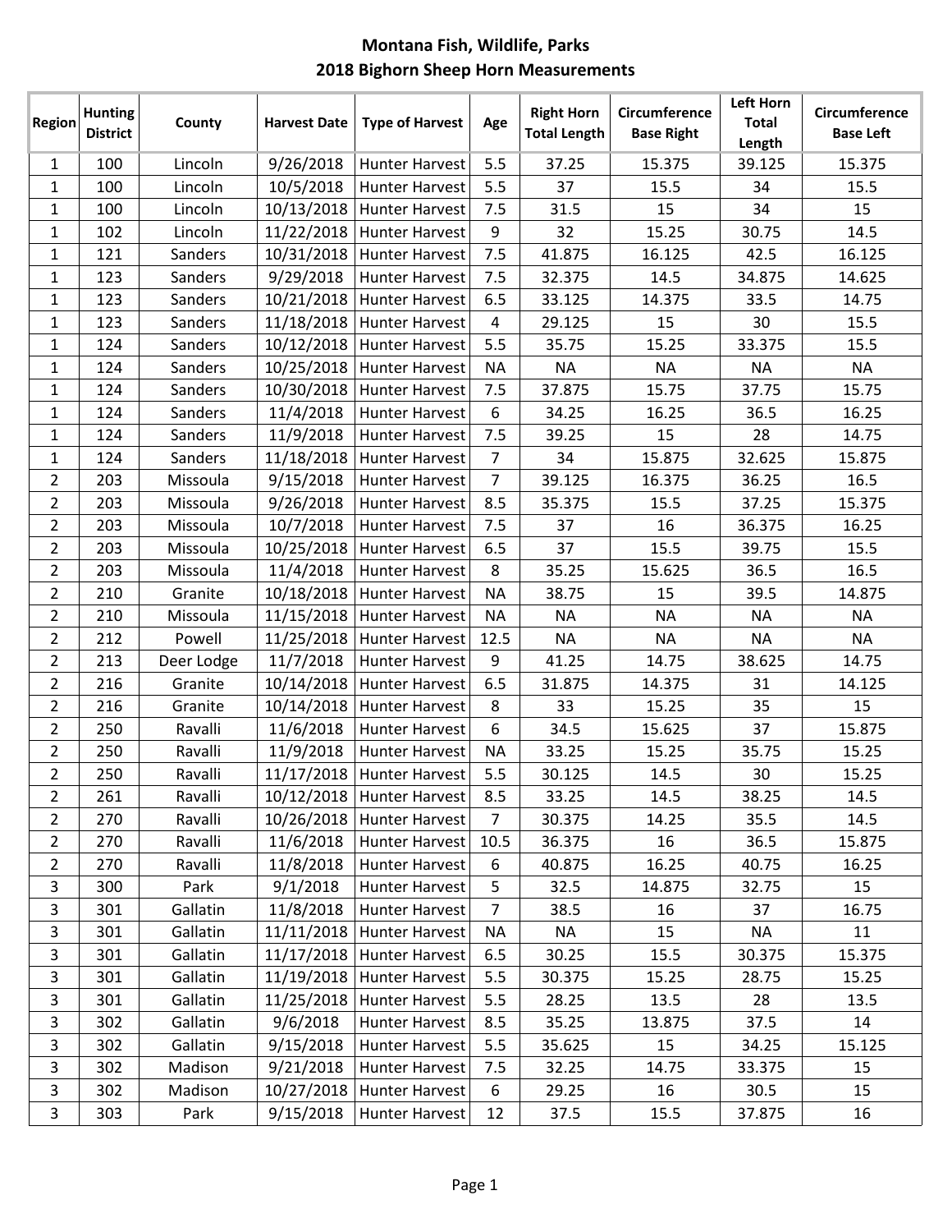# Montana Fish, Wildlife, Parks
## 2018 Bighorn Sheep Horn Measurements

| Region | Hunting District | County | Harvest Date | Type of Harvest | Age | Right Horn Total Length | Circumference Base Right | Left Horn Total Length | Circumference Base Left |
|---|---|---|---|---|---|---|---|---|---|
| 1 | 100 | Lincoln | 9/26/2018 | Hunter Harvest | 5.5 | 37.25 | 15.375 | 39.125 | 15.375 |
| 1 | 100 | Lincoln | 10/5/2018 | Hunter Harvest | 5.5 | 37 | 15.5 | 34 | 15.5 |
| 1 | 100 | Lincoln | 10/13/2018 | Hunter Harvest | 7.5 | 31.5 | 15 | 34 | 15 |
| 1 | 102 | Lincoln | 11/22/2018 | Hunter Harvest | 9 | 32 | 15.25 | 30.75 | 14.5 |
| 1 | 121 | Sanders | 10/31/2018 | Hunter Harvest | 7.5 | 41.875 | 16.125 | 42.5 | 16.125 |
| 1 | 123 | Sanders | 9/29/2018 | Hunter Harvest | 7.5 | 32.375 | 14.5 | 34.875 | 14.625 |
| 1 | 123 | Sanders | 10/21/2018 | Hunter Harvest | 6.5 | 33.125 | 14.375 | 33.5 | 14.75 |
| 1 | 123 | Sanders | 11/18/2018 | Hunter Harvest | 4 | 29.125 | 15 | 30 | 15.5 |
| 1 | 124 | Sanders | 10/12/2018 | Hunter Harvest | 5.5 | 35.75 | 15.25 | 33.375 | 15.5 |
| 1 | 124 | Sanders | 10/25/2018 | Hunter Harvest | NA | NA | NA | NA | NA |
| 1 | 124 | Sanders | 10/30/2018 | Hunter Harvest | 7.5 | 37.875 | 15.75 | 37.75 | 15.75 |
| 1 | 124 | Sanders | 11/4/2018 | Hunter Harvest | 6 | 34.25 | 16.25 | 36.5 | 16.25 |
| 1 | 124 | Sanders | 11/9/2018 | Hunter Harvest | 7.5 | 39.25 | 15 | 28 | 14.75 |
| 1 | 124 | Sanders | 11/18/2018 | Hunter Harvest | 7 | 34 | 15.875 | 32.625 | 15.875 |
| 2 | 203 | Missoula | 9/15/2018 | Hunter Harvest | 7 | 39.125 | 16.375 | 36.25 | 16.5 |
| 2 | 203 | Missoula | 9/26/2018 | Hunter Harvest | 8.5 | 35.375 | 15.5 | 37.25 | 15.375 |
| 2 | 203 | Missoula | 10/7/2018 | Hunter Harvest | 7.5 | 37 | 16 | 36.375 | 16.25 |
| 2 | 203 | Missoula | 10/25/2018 | Hunter Harvest | 6.5 | 37 | 15.5 | 39.75 | 15.5 |
| 2 | 203 | Missoula | 11/4/2018 | Hunter Harvest | 8 | 35.25 | 15.625 | 36.5 | 16.5 |
| 2 | 210 | Granite | 10/18/2018 | Hunter Harvest | NA | 38.75 | 15 | 39.5 | 14.875 |
| 2 | 210 | Missoula | 11/15/2018 | Hunter Harvest | NA | NA | NA | NA | NA |
| 2 | 212 | Powell | 11/25/2018 | Hunter Harvest | 12.5 | NA | NA | NA | NA |
| 2 | 213 | Deer Lodge | 11/7/2018 | Hunter Harvest | 9 | 41.25 | 14.75 | 38.625 | 14.75 |
| 2 | 216 | Granite | 10/14/2018 | Hunter Harvest | 6.5 | 31.875 | 14.375 | 31 | 14.125 |
| 2 | 216 | Granite | 10/14/2018 | Hunter Harvest | 8 | 33 | 15.25 | 35 | 15 |
| 2 | 250 | Ravalli | 11/6/2018 | Hunter Harvest | 6 | 34.5 | 15.625 | 37 | 15.875 |
| 2 | 250 | Ravalli | 11/9/2018 | Hunter Harvest | NA | 33.25 | 15.25 | 35.75 | 15.25 |
| 2 | 250 | Ravalli | 11/17/2018 | Hunter Harvest | 5.5 | 30.125 | 14.5 | 30 | 15.25 |
| 2 | 261 | Ravalli | 10/12/2018 | Hunter Harvest | 8.5 | 33.25 | 14.5 | 38.25 | 14.5 |
| 2 | 270 | Ravalli | 10/26/2018 | Hunter Harvest | 7 | 30.375 | 14.25 | 35.5 | 14.5 |
| 2 | 270 | Ravalli | 11/6/2018 | Hunter Harvest | 10.5 | 36.375 | 16 | 36.5 | 15.875 |
| 2 | 270 | Ravalli | 11/8/2018 | Hunter Harvest | 6 | 40.875 | 16.25 | 40.75 | 16.25 |
| 3 | 300 | Park | 9/1/2018 | Hunter Harvest | 5 | 32.5 | 14.875 | 32.75 | 15 |
| 3 | 301 | Gallatin | 11/8/2018 | Hunter Harvest | 7 | 38.5 | 16 | 37 | 16.75 |
| 3 | 301 | Gallatin | 11/11/2018 | Hunter Harvest | NA | NA | 15 | NA | 11 |
| 3 | 301 | Gallatin | 11/17/2018 | Hunter Harvest | 6.5 | 30.25 | 15.5 | 30.375 | 15.375 |
| 3 | 301 | Gallatin | 11/19/2018 | Hunter Harvest | 5.5 | 30.375 | 15.25 | 28.75 | 15.25 |
| 3 | 301 | Gallatin | 11/25/2018 | Hunter Harvest | 5.5 | 28.25 | 13.5 | 28 | 13.5 |
| 3 | 302 | Gallatin | 9/6/2018 | Hunter Harvest | 8.5 | 35.25 | 13.875 | 37.5 | 14 |
| 3 | 302 | Gallatin | 9/15/2018 | Hunter Harvest | 5.5 | 35.625 | 15 | 34.25 | 15.125 |
| 3 | 302 | Madison | 9/21/2018 | Hunter Harvest | 7.5 | 32.25 | 14.75 | 33.375 | 15 |
| 3 | 302 | Madison | 10/27/2018 | Hunter Harvest | 6 | 29.25 | 16 | 30.5 | 15 |
| 3 | 303 | Park | 9/15/2018 | Hunter Harvest | 12 | 37.5 | 15.5 | 37.875 | 16 |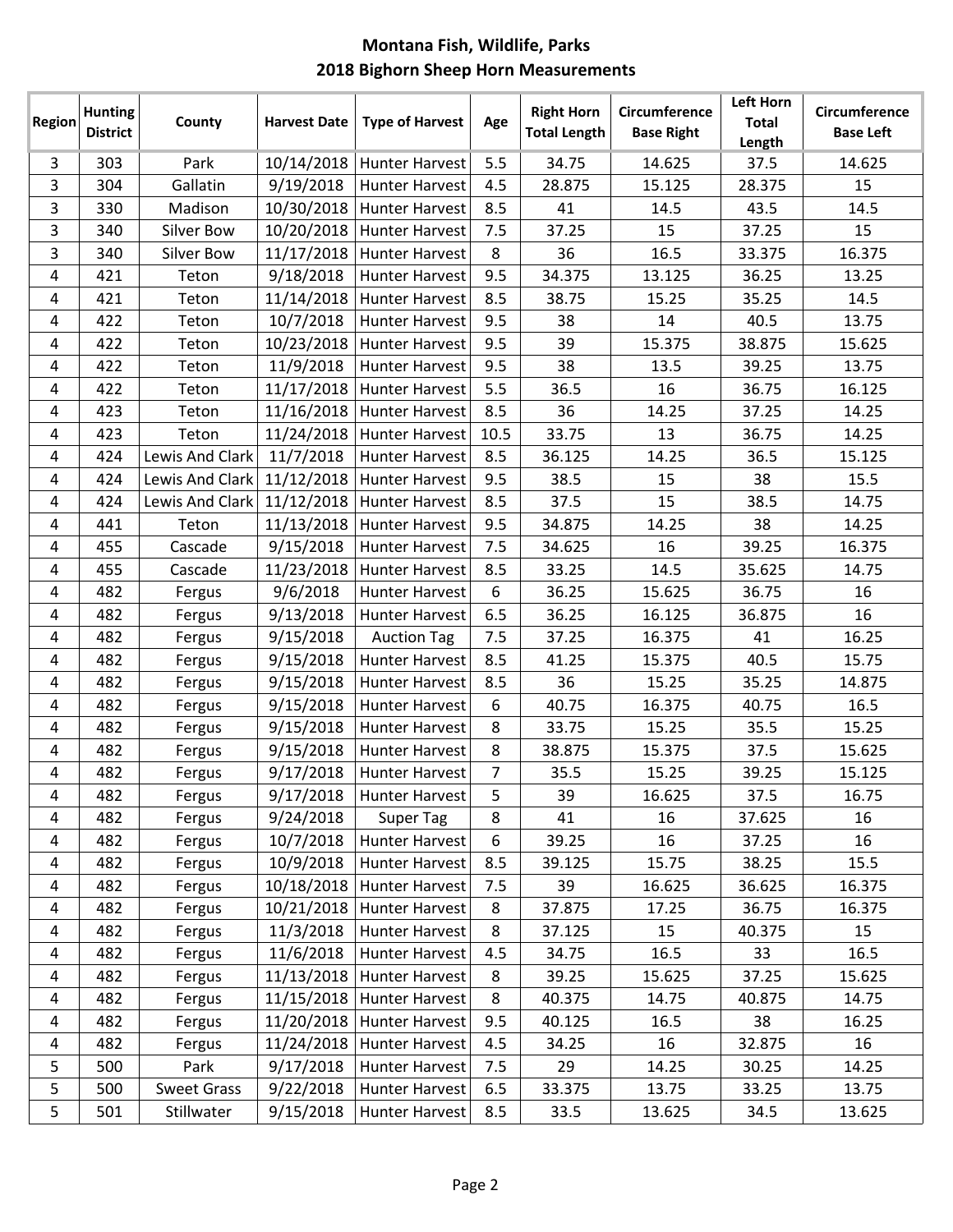# Montana Fish, Wildlife, Parks

## 2018 Bighorn Sheep Horn Measurements

| Region | Hunting District | County | Harvest Date | Type of Harvest | Age | Right Horn Total Length | Circumference Base Right | Left Horn Total Length | Circumference Base Left |
|---|---|---|---|---|---|---|---|---|---|
| 3 | 303 | Park | 10/14/2018 | Hunter Harvest | 5.5 | 34.75 | 14.625 | 37.5 | 14.625 |
| 3 | 304 | Gallatin | 9/19/2018 | Hunter Harvest | 4.5 | 28.875 | 15.125 | 28.375 | 15 |
| 3 | 330 | Madison | 10/30/2018 | Hunter Harvest | 8.5 | 41 | 14.5 | 43.5 | 14.5 |
| 3 | 340 | Silver Bow | 10/20/2018 | Hunter Harvest | 7.5 | 37.25 | 15 | 37.25 | 15 |
| 3 | 340 | Silver Bow | 11/17/2018 | Hunter Harvest | 8 | 36 | 16.5 | 33.375 | 16.375 |
| 4 | 421 | Teton | 9/18/2018 | Hunter Harvest | 9.5 | 34.375 | 13.125 | 36.25 | 13.25 |
| 4 | 421 | Teton | 11/14/2018 | Hunter Harvest | 8.5 | 38.75 | 15.25 | 35.25 | 14.5 |
| 4 | 422 | Teton | 10/7/2018 | Hunter Harvest | 9.5 | 38 | 14 | 40.5 | 13.75 |
| 4 | 422 | Teton | 10/23/2018 | Hunter Harvest | 9.5 | 39 | 15.375 | 38.875 | 15.625 |
| 4 | 422 | Teton | 11/9/2018 | Hunter Harvest | 9.5 | 38 | 13.5 | 39.25 | 13.75 |
| 4 | 422 | Teton | 11/17/2018 | Hunter Harvest | 5.5 | 36.5 | 16 | 36.75 | 16.125 |
| 4 | 423 | Teton | 11/16/2018 | Hunter Harvest | 8.5 | 36 | 14.25 | 37.25 | 14.25 |
| 4 | 423 | Teton | 11/24/2018 | Hunter Harvest | 10.5 | 33.75 | 13 | 36.75 | 14.25 |
| 4 | 424 | Lewis And Clark | 11/7/2018 | Hunter Harvest | 8.5 | 36.125 | 14.25 | 36.5 | 15.125 |
| 4 | 424 | Lewis And Clark | 11/12/2018 | Hunter Harvest | 9.5 | 38.5 | 15 | 38 | 15.5 |
| 4 | 424 | Lewis And Clark | 11/12/2018 | Hunter Harvest | 8.5 | 37.5 | 15 | 38.5 | 14.75 |
| 4 | 441 | Teton | 11/13/2018 | Hunter Harvest | 9.5 | 34.875 | 14.25 | 38 | 14.25 |
| 4 | 455 | Cascade | 9/15/2018 | Hunter Harvest | 7.5 | 34.625 | 16 | 39.25 | 16.375 |
| 4 | 455 | Cascade | 11/23/2018 | Hunter Harvest | 8.5 | 33.25 | 14.5 | 35.625 | 14.75 |
| 4 | 482 | Fergus | 9/6/2018 | Hunter Harvest | 6 | 36.25 | 15.625 | 36.75 | 16 |
| 4 | 482 | Fergus | 9/13/2018 | Hunter Harvest | 6.5 | 36.25 | 16.125 | 36.875 | 16 |
| 4 | 482 | Fergus | 9/15/2018 | Auction Tag | 7.5 | 37.25 | 16.375 | 41 | 16.25 |
| 4 | 482 | Fergus | 9/15/2018 | Hunter Harvest | 8.5 | 41.25 | 15.375 | 40.5 | 15.75 |
| 4 | 482 | Fergus | 9/15/2018 | Hunter Harvest | 8.5 | 36 | 15.25 | 35.25 | 14.875 |
| 4 | 482 | Fergus | 9/15/2018 | Hunter Harvest | 6 | 40.75 | 16.375 | 40.75 | 16.5 |
| 4 | 482 | Fergus | 9/15/2018 | Hunter Harvest | 8 | 33.75 | 15.25 | 35.5 | 15.25 |
| 4 | 482 | Fergus | 9/15/2018 | Hunter Harvest | 8 | 38.875 | 15.375 | 37.5 | 15.625 |
| 4 | 482 | Fergus | 9/17/2018 | Hunter Harvest | 7 | 35.5 | 15.25 | 39.25 | 15.125 |
| 4 | 482 | Fergus | 9/17/2018 | Hunter Harvest | 5 | 39 | 16.625 | 37.5 | 16.75 |
| 4 | 482 | Fergus | 9/24/2018 | Super Tag | 8 | 41 | 16 | 37.625 | 16 |
| 4 | 482 | Fergus | 10/7/2018 | Hunter Harvest | 6 | 39.25 | 16 | 37.25 | 16 |
| 4 | 482 | Fergus | 10/9/2018 | Hunter Harvest | 8.5 | 39.125 | 15.75 | 38.25 | 15.5 |
| 4 | 482 | Fergus | 10/18/2018 | Hunter Harvest | 7.5 | 39 | 16.625 | 36.625 | 16.375 |
| 4 | 482 | Fergus | 10/21/2018 | Hunter Harvest | 8 | 37.875 | 17.25 | 36.75 | 16.375 |
| 4 | 482 | Fergus | 11/3/2018 | Hunter Harvest | 8 | 37.125 | 15 | 40.375 | 15 |
| 4 | 482 | Fergus | 11/6/2018 | Hunter Harvest | 4.5 | 34.75 | 16.5 | 33 | 16.5 |
| 4 | 482 | Fergus | 11/13/2018 | Hunter Harvest | 8 | 39.25 | 15.625 | 37.25 | 15.625 |
| 4 | 482 | Fergus | 11/15/2018 | Hunter Harvest | 8 | 40.375 | 14.75 | 40.875 | 14.75 |
| 4 | 482 | Fergus | 11/20/2018 | Hunter Harvest | 9.5 | 40.125 | 16.5 | 38 | 16.25 |
| 4 | 482 | Fergus | 11/24/2018 | Hunter Harvest | 4.5 | 34.25 | 16 | 32.875 | 16 |
| 5 | 500 | Park | 9/17/2018 | Hunter Harvest | 7.5 | 29 | 14.25 | 30.25 | 14.25 |
| 5 | 500 | Sweet Grass | 9/22/2018 | Hunter Harvest | 6.5 | 33.375 | 13.75 | 33.25 | 13.75 |
| 5 | 501 | Stillwater | 9/15/2018 | Hunter Harvest | 8.5 | 33.5 | 13.625 | 34.5 | 13.625 |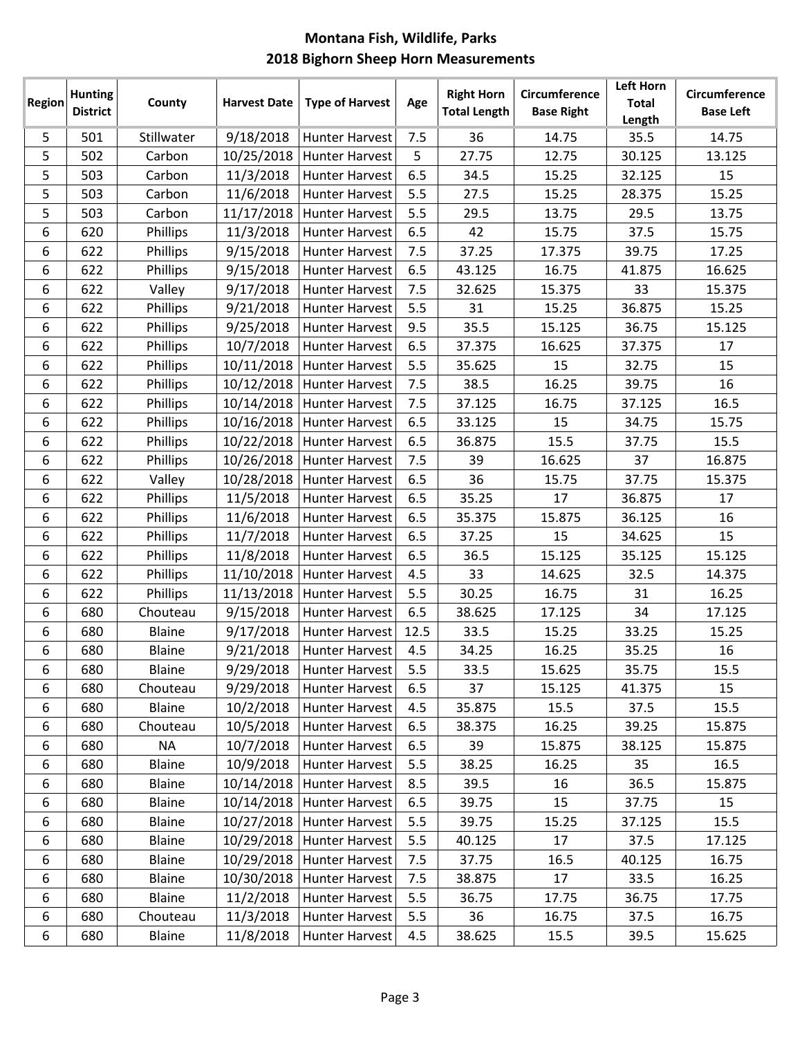# Montana Fish, Wildlife, Parks

## 2018 Bighorn Sheep Horn Measurements

| Region | Hunting District | County | Harvest Date | Type of Harvest | Age | Right Horn Total Length | Circumference Base Right | Left Horn Total Length | Circumference Base Left |
|---|---|---|---|---|---|---|---|---|---|
| 5 | 501 | Stillwater | 9/18/2018 | Hunter Harvest | 7.5 | 36 | 14.75 | 35.5 | 14.75 |
| 5 | 502 | Carbon | 10/25/2018 | Hunter Harvest | 5 | 27.75 | 12.75 | 30.125 | 13.125 |
| 5 | 503 | Carbon | 11/3/2018 | Hunter Harvest | 6.5 | 34.5 | 15.25 | 32.125 | 15 |
| 5 | 503 | Carbon | 11/6/2018 | Hunter Harvest | 5.5 | 27.5 | 15.25 | 28.375 | 15.25 |
| 5 | 503 | Carbon | 11/17/2018 | Hunter Harvest | 5.5 | 29.5 | 13.75 | 29.5 | 13.75 |
| 6 | 620 | Phillips | 11/3/2018 | Hunter Harvest | 6.5 | 42 | 15.75 | 37.5 | 15.75 |
| 6 | 622 | Phillips | 9/15/2018 | Hunter Harvest | 7.5 | 37.25 | 17.375 | 39.75 | 17.25 |
| 6 | 622 | Phillips | 9/15/2018 | Hunter Harvest | 6.5 | 43.125 | 16.75 | 41.875 | 16.625 |
| 6 | 622 | Valley | 9/17/2018 | Hunter Harvest | 7.5 | 32.625 | 15.375 | 33 | 15.375 |
| 6 | 622 | Phillips | 9/21/2018 | Hunter Harvest | 5.5 | 31 | 15.25 | 36.875 | 15.25 |
| 6 | 622 | Phillips | 9/25/2018 | Hunter Harvest | 9.5 | 35.5 | 15.125 | 36.75 | 15.125 |
| 6 | 622 | Phillips | 10/7/2018 | Hunter Harvest | 6.5 | 37.375 | 16.625 | 37.375 | 17 |
| 6 | 622 | Phillips | 10/11/2018 | Hunter Harvest | 5.5 | 35.625 | 15 | 32.75 | 15 |
| 6 | 622 | Phillips | 10/12/2018 | Hunter Harvest | 7.5 | 38.5 | 16.25 | 39.75 | 16 |
| 6 | 622 | Phillips | 10/14/2018 | Hunter Harvest | 7.5 | 37.125 | 16.75 | 37.125 | 16.5 |
| 6 | 622 | Phillips | 10/16/2018 | Hunter Harvest | 6.5 | 33.125 | 15 | 34.75 | 15.75 |
| 6 | 622 | Phillips | 10/22/2018 | Hunter Harvest | 6.5 | 36.875 | 15.5 | 37.75 | 15.5 |
| 6 | 622 | Phillips | 10/26/2018 | Hunter Harvest | 7.5 | 39 | 16.625 | 37 | 16.875 |
| 6 | 622 | Valley | 10/28/2018 | Hunter Harvest | 6.5 | 36 | 15.75 | 37.75 | 15.375 |
| 6 | 622 | Phillips | 11/5/2018 | Hunter Harvest | 6.5 | 35.25 | 17 | 36.875 | 17 |
| 6 | 622 | Phillips | 11/6/2018 | Hunter Harvest | 6.5 | 35.375 | 15.875 | 36.125 | 16 |
| 6 | 622 | Phillips | 11/7/2018 | Hunter Harvest | 6.5 | 37.25 | 15 | 34.625 | 15 |
| 6 | 622 | Phillips | 11/8/2018 | Hunter Harvest | 6.5 | 36.5 | 15.125 | 35.125 | 15.125 |
| 6 | 622 | Phillips | 11/10/2018 | Hunter Harvest | 4.5 | 33 | 14.625 | 32.5 | 14.375 |
| 6 | 622 | Phillips | 11/13/2018 | Hunter Harvest | 5.5 | 30.25 | 16.75 | 31 | 16.25 |
| 6 | 680 | Chouteau | 9/15/2018 | Hunter Harvest | 6.5 | 38.625 | 17.125 | 34 | 17.125 |
| 6 | 680 | Blaine | 9/17/2018 | Hunter Harvest | 12.5 | 33.5 | 15.25 | 33.25 | 15.25 |
| 6 | 680 | Blaine | 9/21/2018 | Hunter Harvest | 4.5 | 34.25 | 16.25 | 35.25 | 16 |
| 6 | 680 | Blaine | 9/29/2018 | Hunter Harvest | 5.5 | 33.5 | 15.625 | 35.75 | 15.5 |
| 6 | 680 | Chouteau | 9/29/2018 | Hunter Harvest | 6.5 | 37 | 15.125 | 41.375 | 15 |
| 6 | 680 | Blaine | 10/2/2018 | Hunter Harvest | 4.5 | 35.875 | 15.5 | 37.5 | 15.5 |
| 6 | 680 | Chouteau | 10/5/2018 | Hunter Harvest | 6.5 | 38.375 | 16.25 | 39.25 | 15.875 |
| 6 | 680 | NA | 10/7/2018 | Hunter Harvest | 6.5 | 39 | 15.875 | 38.125 | 15.875 |
| 6 | 680 | Blaine | 10/9/2018 | Hunter Harvest | 5.5 | 38.25 | 16.25 | 35 | 16.5 |
| 6 | 680 | Blaine | 10/14/2018 | Hunter Harvest | 8.5 | 39.5 | 16 | 36.5 | 15.875 |
| 6 | 680 | Blaine | 10/14/2018 | Hunter Harvest | 6.5 | 39.75 | 15 | 37.75 | 15 |
| 6 | 680 | Blaine | 10/27/2018 | Hunter Harvest | 5.5 | 39.75 | 15.25 | 37.125 | 15.5 |
| 6 | 680 | Blaine | 10/29/2018 | Hunter Harvest | 5.5 | 40.125 | 17 | 37.5 | 17.125 |
| 6 | 680 | Blaine | 10/29/2018 | Hunter Harvest | 7.5 | 37.75 | 16.5 | 40.125 | 16.75 |
| 6 | 680 | Blaine | 10/30/2018 | Hunter Harvest | 7.5 | 38.875 | 17 | 33.5 | 16.25 |
| 6 | 680 | Blaine | 11/2/2018 | Hunter Harvest | 5.5 | 36.75 | 17.75 | 36.75 | 17.75 |
| 6 | 680 | Chouteau | 11/3/2018 | Hunter Harvest | 5.5 | 36 | 16.75 | 37.5 | 16.75 |
| 6 | 680 | Blaine | 11/8/2018 | Hunter Harvest | 4.5 | 38.625 | 15.5 | 39.5 | 15.625 |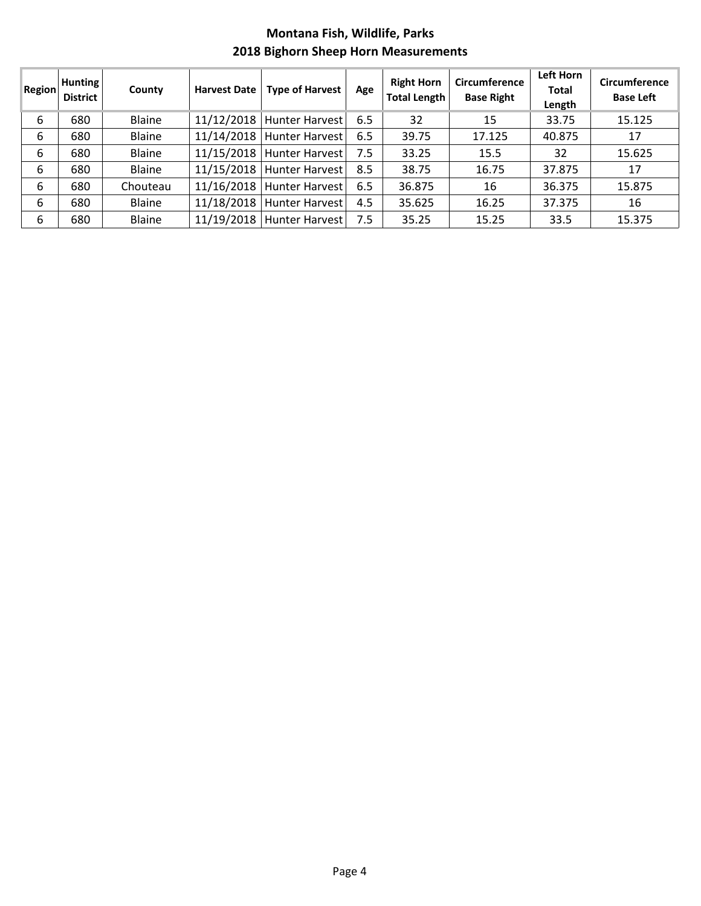# Montana Fish, Wildlife, Parks
## 2018 Bighorn Sheep Horn Measurements

| Region | Hunting District | County | Harvest Date | Type of Harvest | Age | Right Horn Total Length | Circumference Base Right | Left Horn Total Length | Circumference Base Left |
|---|---|---|---|---|---|---|---|---|---|
| 6 | 680 | Blaine | 11/12/2018 | Hunter Harvest | 6.5 | 32 | 15 | 33.75 | 15.125 |
| 6 | 680 | Blaine | 11/14/2018 | Hunter Harvest | 6.5 | 39.75 | 17.125 | 40.875 | 17 |
| 6 | 680 | Blaine | 11/15/2018 | Hunter Harvest | 7.5 | 33.25 | 15.5 | 32 | 15.625 |
| 6 | 680 | Blaine | 11/15/2018 | Hunter Harvest | 8.5 | 38.75 | 16.75 | 37.875 | 17 |
| 6 | 680 | Chouteau | 11/16/2018 | Hunter Harvest | 6.5 | 36.875 | 16 | 36.375 | 15.875 |
| 6 | 680 | Blaine | 11/18/2018 | Hunter Harvest | 4.5 | 35.625 | 16.25 | 37.375 | 16 |
| 6 | 680 | Blaine | 11/19/2018 | Hunter Harvest | 7.5 | 35.25 | 15.25 | 33.5 | 15.375 |